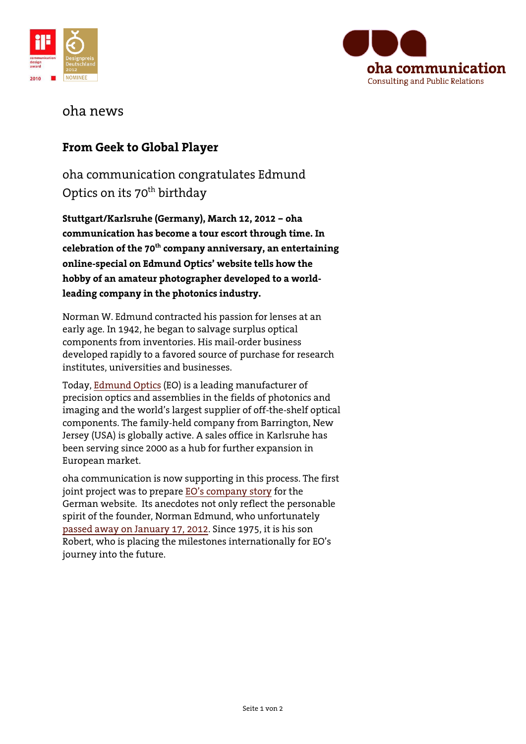oha news

## From Geek to Global Player

oha communication congratulates Edmund Optics on its 70th birthday

**Stuttgart/Karlsruhe (Germany), March 12, 2012 – oha communication has become a tour escort through time. In celebration of the 70th company anniversary, an entertaining online-special on Edmund Optics' website tells how the hobby of an amateur photographer developed to a world-leading company in the photonics industry.**

Norman W. Edmund contracted his passion for lenses at an early age. In 1942, he began to salvage surplus optical components from inventories. His mail-order business developed rapidly to a favored source of purchase for research institutes, universities and businesses.

Today, Edmund Optics (EO) is a leading manufacturer of precision optics and assemblies in the fields of photonics and imaging and the world's largest supplier of off-the-shelf optical components. The family-held company from Barrington, New Jersey (USA) is globally active. A sales office in Karlsruhe has been serving since 2000 as a hub for further expansion in European market.

oha communication is now supporting in this process. The first joint project was to prepare EO's company story for the German website. Its anecdotes not only reflect the personable spirit of the founder, Norman Edmund, who unfortunately passed away on January 17, 2012. Since 1975, it is his son Robert, who is placing the milestones internationally for EO's journey into the future.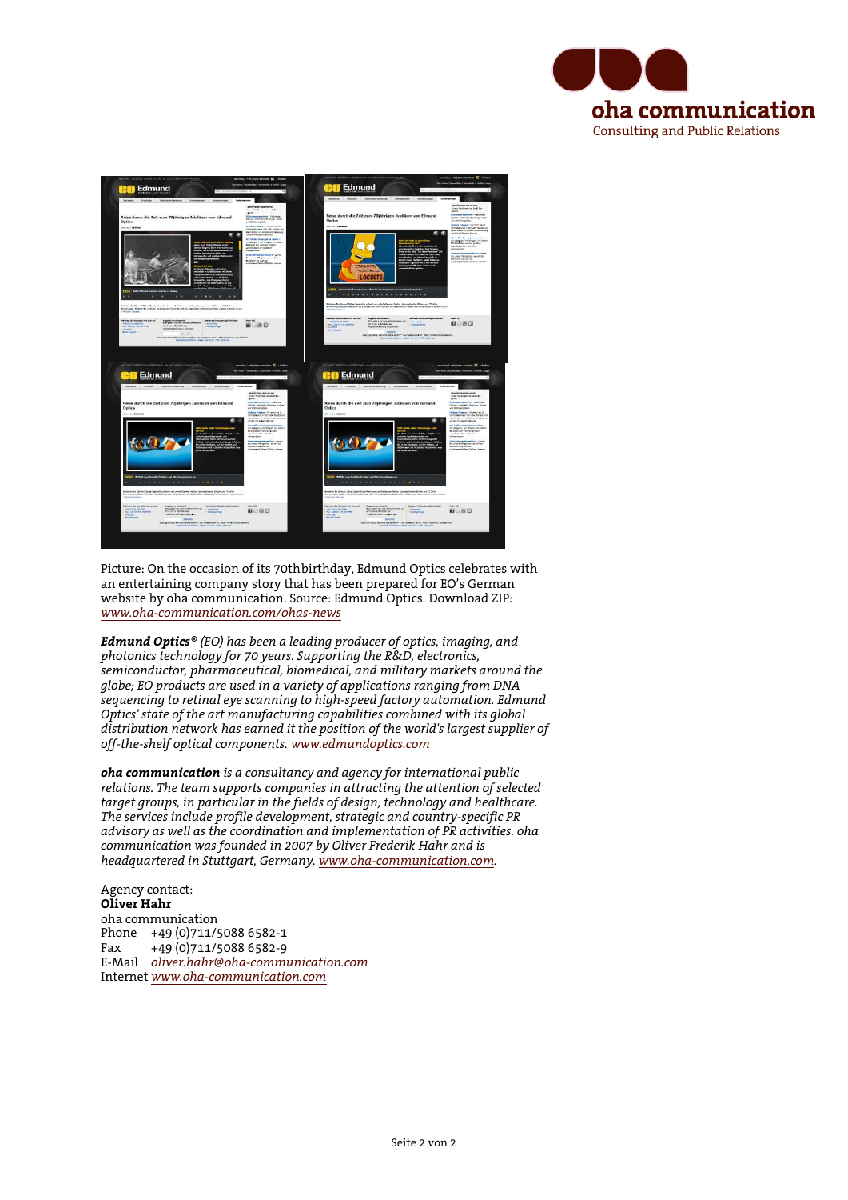Picture: On the occasion of its 70thbirthday, Edmund Optics celebrates with an entertaining company story that has been prepared for EO's German website by oha communication. Source: Edmund Optics. Download ZIP: [www.oha-communication.com/ohas-news](www.oha-communication.com/ohas-news)

***Edmund Optics®*** *(EO) has been a leading producer of optics, imaging, and photonics technology for 70 years. Supporting the R&D, electronics, semiconductor, pharmaceutical, biomedical, and military markets around the globe; EO products are used in a variety of applications ranging from DNA sequencing to retinal eye scanning to high-speed factory automation. Edmund Optics' state of the art manufacturing capabilities combined with its global distribution network has earned it the position of the world's largest supplier of off-the-shelf optical components.* *www.edmundoptics.com*

***oha communication*** *is a consultancy and agency for international public relations. The team supports companies in attracting the attention of selected target groups, in particular in the fields of design, technology and healthcare. The services include profile development, strategic and country-specific PR advisory as well as the coordination and implementation of PR activities. oha communication was founded in 2007 by Oliver Frederik Hahr and is headquartered in Stuttgart, Germany.* *[www.oha-communication.com](www.oha-communication.com).*

Agency contact:
**Oliver Hahr**
oha communication
Phone +49 (0)711/5088 6582-1
Fax +49 (0)711/5088 6582-9
E-Mail *oliver.hahr@oha-communication.com*
Internet *www.oha-communication.com*